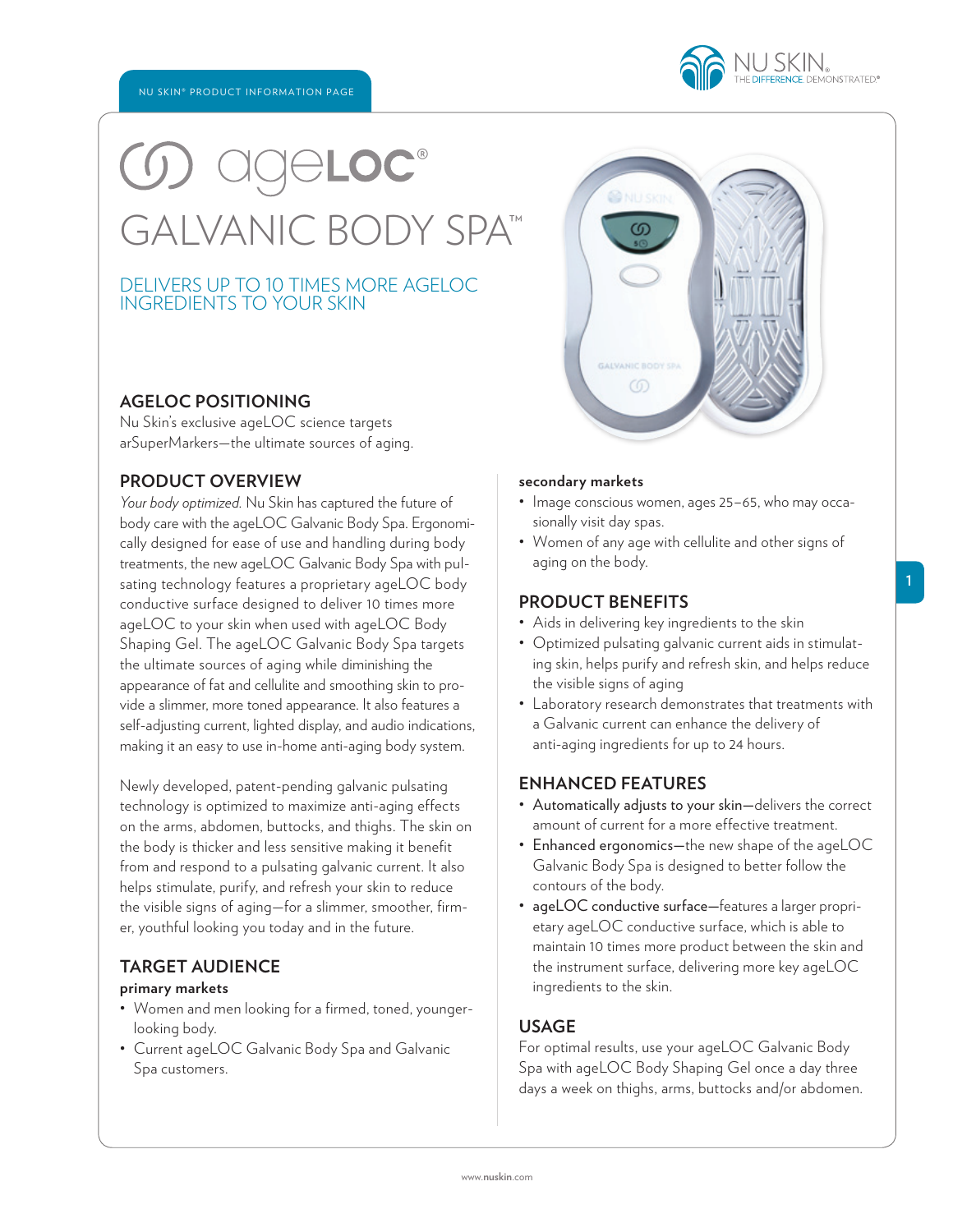NU SKIN® PRODUCT INFORMATION PAGE

# ageLOC® GALVANIC BODY SPA™

## DELIVERS UP TO 10 TIMES MORE AGELOC INGREDIENTS TO YOUR SKIN

### AGELOC POSITIONING

Nu Skin's exclusive ageLOC science targets arSuperMarkers—the ultimate sources of aging.

### PRODUCT OVERVIEW

*Your body optimized.* Nu Skin has captured the future of body care with the ageLOC Galvanic Body Spa. Ergonomically designed for ease of use and handling during body treatments, the new ageLOC Galvanic Body Spa with pulsating technology features a proprietary ageLOC body conductive surface designed to deliver 10 times more ageLOC to your skin when used with ageLOC Body Shaping Gel. The ageLOC Galvanic Body Spa targets the ultimate sources of aging while diminishing the appearance of fat and cellulite and smoothing skin to provide a slimmer, more toned appearance. It also features a self-adjusting current, lighted display, and audio indications, making it an easy to use in-home anti-aging body system.

Newly developed, patent-pending galvanic pulsating technology is optimized to maximize anti-aging effects on the arms, abdomen, buttocks, and thighs. The skin on the body is thicker and less sensitive making it benefit from and respond to a pulsating galvanic current. It also helps stimulate, purify, and refresh your skin to reduce the visible signs of aging—for a slimmer, smoother, firmer, youthful looking you today and in the future.

### TARGET AUDIENCE

**primary markets**

- Women and men looking for a firmed, toned, younger-looking body.
- Current ageLOC Galvanic Body Spa and Galvanic Spa customers.

**secondary markets**

- Image conscious women, ages 25–65, who may occasionally visit day spas.
- Women of any age with cellulite and other signs of aging on the body.

### PRODUCT BENEFITS

- Aids in delivering key ingredients to the skin
- Optimized pulsating galvanic current aids in stimulating skin, helps purify and refresh skin, and helps reduce the visible signs of aging
- Laboratory research demonstrates that treatments with a Galvanic current can enhance the delivery of anti-aging ingredients for up to 24 hours.

### ENHANCED FEATURES

- Automatically adjusts to your skin—delivers the correct amount of current for a more effective treatment.
- Enhanced ergonomics—the new shape of the ageLOC Galvanic Body Spa is designed to better follow the contours of the body.
- ageLOC conductive surface—features a larger proprietary ageLOC conductive surface, which is able to maintain 10 times more product between the skin and the instrument surface, delivering more key ageLOC ingredients to the skin.

### USAGE

For optimal results, use your ageLOC Galvanic Body Spa with ageLOC Body Shaping Gel once a day three days a week on thighs, arms, buttocks and/or abdomen.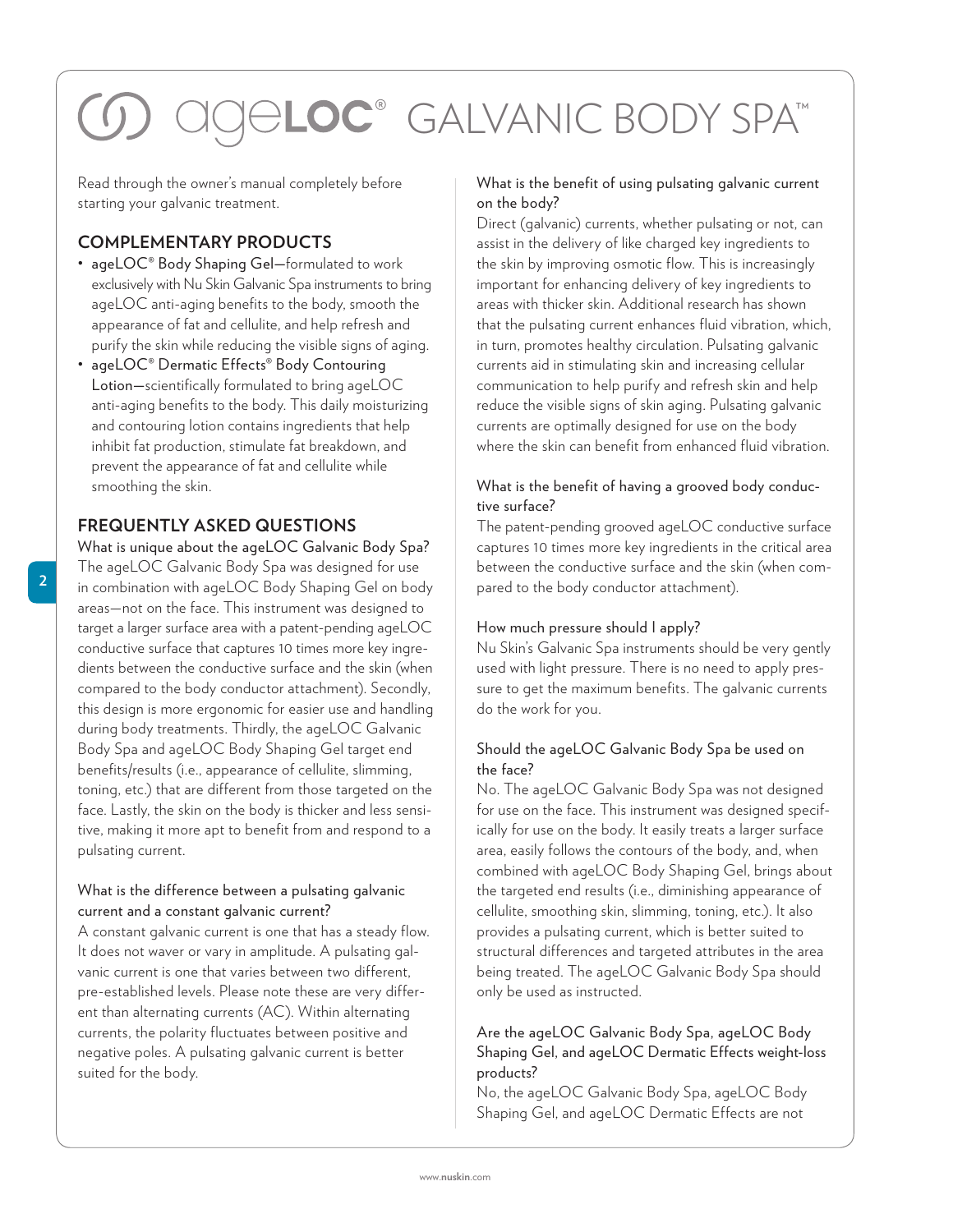# ageLOC® GALVANIC BODY SPA™

Read through the owner's manual completely before starting your galvanic treatment.

## COMPLEMENTARY PRODUCTS

- ageLOC® Body Shaping Gel—formulated to work exclusively with Nu Skin Galvanic Spa instruments to bring ageLOC anti-aging benefits to the body, smooth the appearance of fat and cellulite, and help refresh and purify the skin while reducing the visible signs of aging.
- ageLOC® Dermatic Effects® Body Contouring Lotion—scientifically formulated to bring ageLOC anti-aging benefits to the body. This daily moisturizing and contouring lotion contains ingredients that help inhibit fat production, stimulate fat breakdown, and prevent the appearance of fat and cellulite while smoothing the skin.

## FREQUENTLY ASKED QUESTIONS

### What is unique about the ageLOC Galvanic Body Spa?

The ageLOC Galvanic Body Spa was designed for use in combination with ageLOC Body Shaping Gel on body areas—not on the face. This instrument was designed to target a larger surface area with a patent-pending ageLOC conductive surface that captures 10 times more key ingredients between the conductive surface and the skin (when compared to the body conductor attachment). Secondly, this design is more ergonomic for easier use and handling during body treatments. Thirdly, the ageLOC Galvanic Body Spa and ageLOC Body Shaping Gel target end benefits/results (i.e., appearance of cellulite, slimming, toning, etc.) that are different from those targeted on the face. Lastly, the skin on the body is thicker and less sensitive, making it more apt to benefit from and respond to a pulsating current.

### What is the difference between a pulsating galvanic current and a constant galvanic current?

A constant galvanic current is one that has a steady flow. It does not waver or vary in amplitude. A pulsating galvanic current is one that varies between two different, pre-established levels. Please note these are very different than alternating currents (AC). Within alternating currents, the polarity fluctuates between positive and negative poles. A pulsating galvanic current is better suited for the body.

### What is the benefit of using pulsating galvanic current on the body?

Direct (galvanic) currents, whether pulsating or not, can assist in the delivery of like charged key ingredients to the skin by improving osmotic flow. This is increasingly important for enhancing delivery of key ingredients to areas with thicker skin. Additional research has shown that the pulsating current enhances fluid vibration, which, in turn, promotes healthy circulation. Pulsating galvanic currents aid in stimulating skin and increasing cellular communication to help purify and refresh skin and help reduce the visible signs of skin aging. Pulsating galvanic currents are optimally designed for use on the body where the skin can benefit from enhanced fluid vibration.

### What is the benefit of having a grooved body conductive surface?

The patent-pending grooved ageLOC conductive surface captures 10 times more key ingredients in the critical area between the conductive surface and the skin (when compared to the body conductor attachment).

### How much pressure should I apply?

Nu Skin's Galvanic Spa instruments should be very gently used with light pressure. There is no need to apply pressure to get the maximum benefits. The galvanic currents do the work for you.

### Should the ageLOC Galvanic Body Spa be used on the face?

No. The ageLOC Galvanic Body Spa was not designed for use on the face. This instrument was designed specifically for use on the body. It easily treats a larger surface area, easily follows the contours of the body, and, when combined with ageLOC Body Shaping Gel, brings about the targeted end results (i.e., diminishing appearance of cellulite, smoothing skin, slimming, toning, etc.). It also provides a pulsating current, which is better suited to structural differences and targeted attributes in the area being treated. The ageLOC Galvanic Body Spa should only be used as instructed.

### Are the ageLOC Galvanic Body Spa, ageLOC Body Shaping Gel, and ageLOC Dermatic Effects weight-loss products?

No, the ageLOC Galvanic Body Spa, ageLOC Body Shaping Gel, and ageLOC Dermatic Effects are not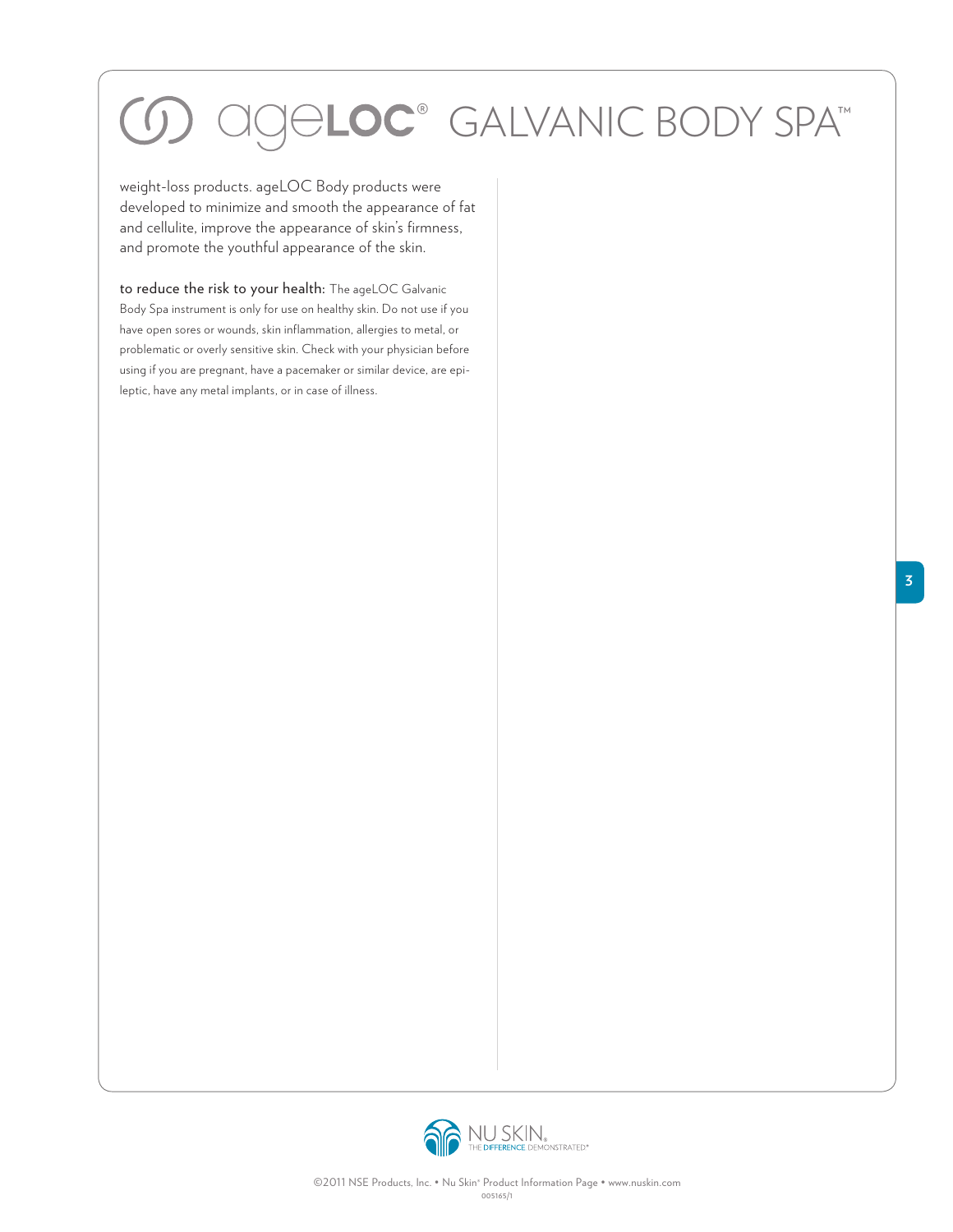# ageLOC® GALVANIC BODY SPA™

weight-loss products. ageLOC Body products were developed to minimize and smooth the appearance of fat and cellulite, improve the appearance of skin's firmness, and promote the youthful appearance of the skin.

to reduce the risk to your health: The ageLOC Galvanic Body Spa instrument is only for use on healthy skin. Do not use if you have open sores or wounds, skin inflammation, allergies to metal, or problematic or overly sensitive skin. Check with your physician before using if you are pregnant, have a pacemaker or similar device, are epileptic, have any metal implants, or in case of illness.

NU SKIN. THE DIFFERENCE DEMONSTRATED®

©2011 NSE Products, Inc. • Nu Skin® Product Information Page • www.nuskin.com

005165/1